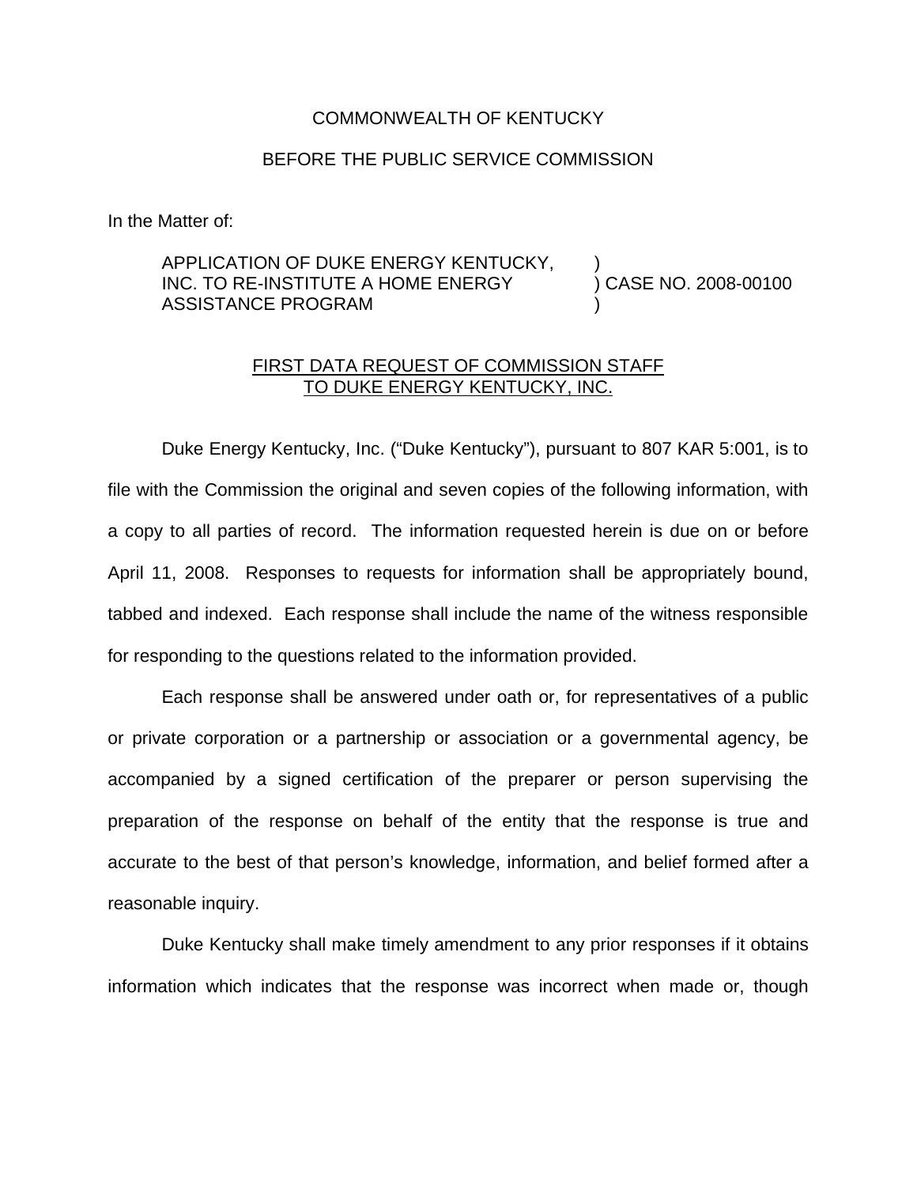COMMONWEALTH OF KENTUCKY

BEFORE THE PUBLIC SERVICE COMMISSION

In the Matter of:

| | | |
|---|---|---|
| APPLICATION OF DUKE ENERGY KENTUCKY, INC. TO RE-INSTITUTE A HOME ENERGY ASSISTANCE PROGRAM | ) ) ) | CASE NO. 2008-00100 |

<u>FIRST DATA REQUEST OF COMMISSION STAFF TO DUKE ENERGY KENTUCKY, INC.</u>

Duke Energy Kentucky, Inc. ("Duke Kentucky"), pursuant to 807 KAR 5:001, is to file with the Commission the original and seven copies of the following information, with a copy to all parties of record. The information requested herein is due on or before April 11, 2008. Responses to requests for information shall be appropriately bound, tabbed and indexed. Each response shall include the name of the witness responsible for responding to the questions related to the information provided.

Each response shall be answered under oath or, for representatives of a public or private corporation or a partnership or association or a governmental agency, be accompanied by a signed certification of the preparer or person supervising the preparation of the response on behalf of the entity that the response is true and accurate to the best of that person's knowledge, information, and belief formed after a reasonable inquiry.

Duke Kentucky shall make timely amendment to any prior responses if it obtains information which indicates that the response was incorrect when made or, though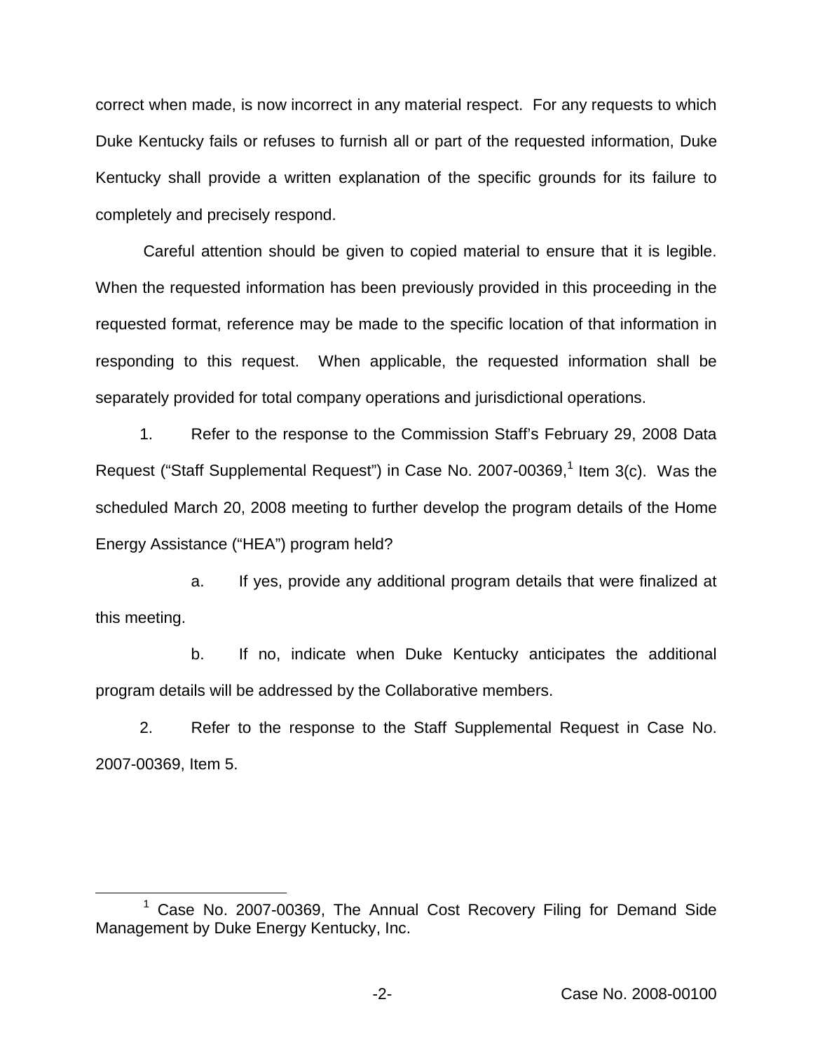correct when made, is now incorrect in any material respect. For any requests to which Duke Kentucky fails or refuses to furnish all or part of the requested information, Duke Kentucky shall provide a written explanation of the specific grounds for its failure to completely and precisely respond.

Careful attention should be given to copied material to ensure that it is legible. When the requested information has been previously provided in this proceeding in the requested format, reference may be made to the specific location of that information in responding to this request. When applicable, the requested information shall be separately provided for total company operations and jurisdictional operations.

1. Refer to the response to the Commission Staff's February 29, 2008 Data Request ("Staff Supplemental Request") in Case No. 2007-00369,[1] Item 3(c). Was the scheduled March 20, 2008 meeting to further develop the program details of the Home Energy Assistance ("HEA") program held?

   a. If yes, provide any additional program details that were finalized at this meeting.

   b. If no, indicate when Duke Kentucky anticipates the additional program details will be addressed by the Collaborative members.

2. Refer to the response to the Staff Supplemental Request in Case No. 2007-00369, Item 5.

[1] Case No. 2007-00369, The Annual Cost Recovery Filing for Demand Side Management by Duke Energy Kentucky, Inc.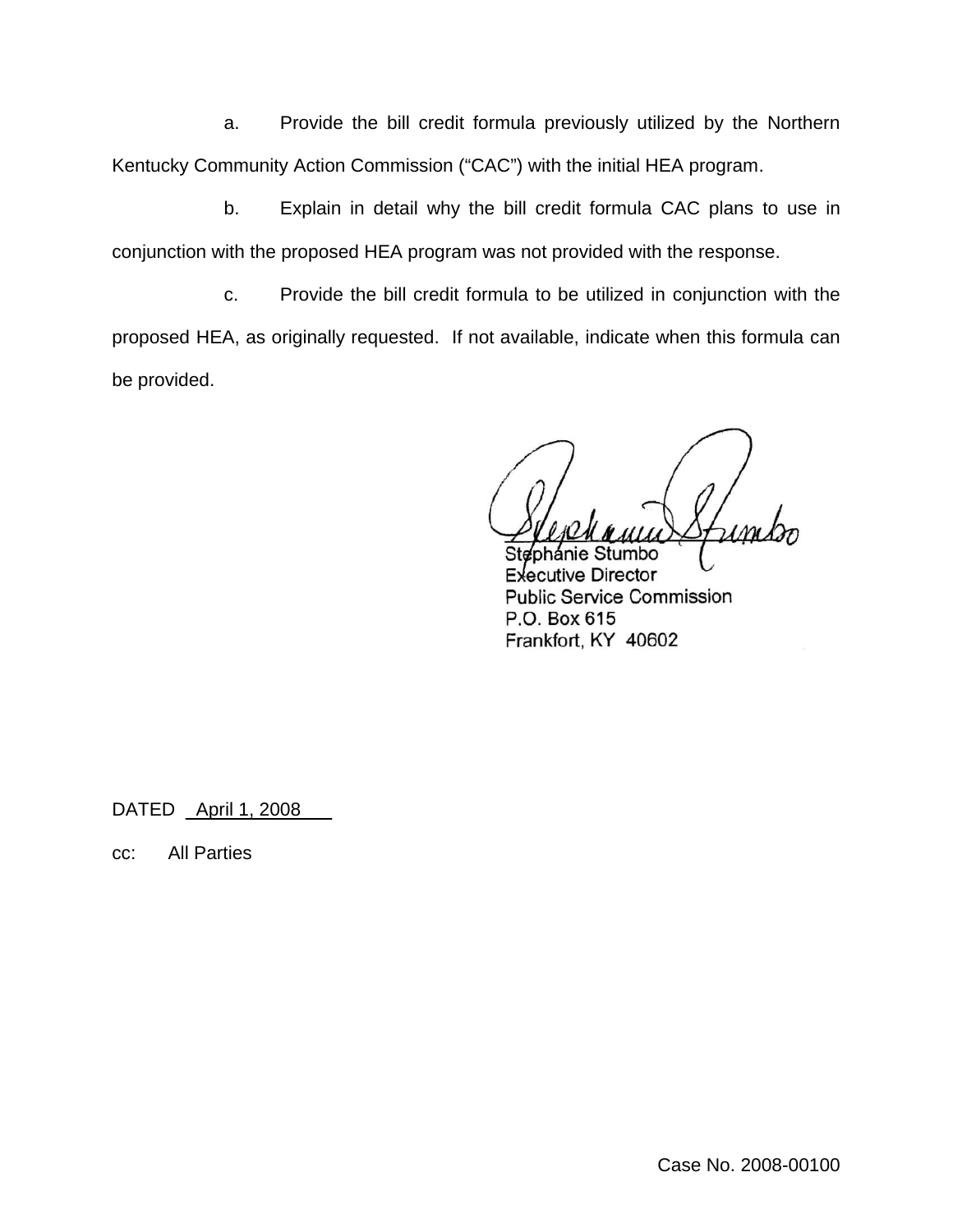a. Provide the bill credit formula previously utilized by the Northern Kentucky Community Action Commission ("CAC") with the initial HEA program.

b. Explain in detail why the bill credit formula CAC plans to use in conjunction with the proposed HEA program was not provided with the response.

c. Provide the bill credit formula to be utilized in conjunction with the proposed HEA, as originally requested. If not available, indicate when this formula can be provided.

Stephanie Stumbo
Executive Director
Public Service Commission
P.O. Box 615
Frankfort, KY 40602

DATED April 1, 2008

cc: All Parties

Case No. 2008-00100